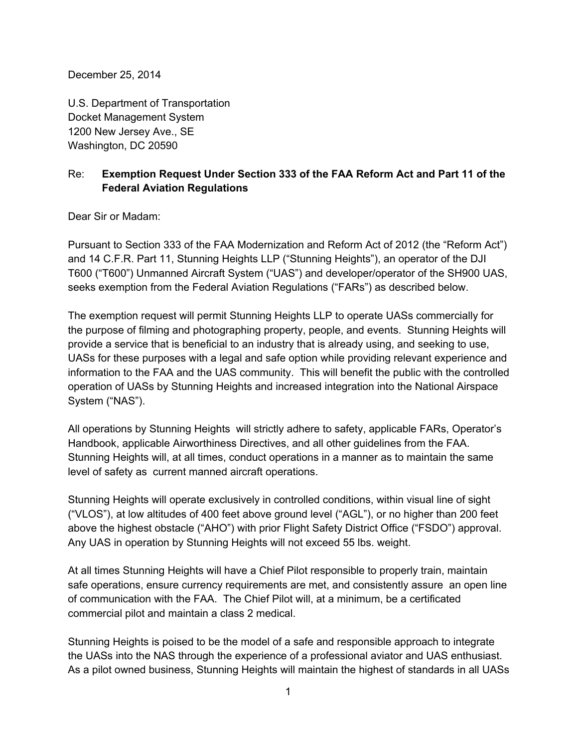December 25, 2014

U.S. Department of Transportation
Docket Management System
1200 New Jersey Ave., SE
Washington, DC 20590

Re: **Exemption Request Under Section 333 of the FAA Reform Act and Part 11 of the Federal Aviation Regulations**

Dear Sir or Madam:

Pursuant to Section 333 of the FAA Modernization and Reform Act of 2012 (the "Reform Act") and 14 C.F.R. Part 11, Stunning Heights LLP ("Stunning Heights"), an operator of the DJI T600 ("T600") Unmanned Aircraft System ("UAS") and developer/operator of the SH900 UAS, seeks exemption from the Federal Aviation Regulations ("FARs") as described below.

The exemption request will permit Stunning Heights LLP to operate UASs commercially for the purpose of filming and photographing property, people, and events. Stunning Heights will provide a service that is beneficial to an industry that is already using, and seeking to use, UASs for these purposes with a legal and safe option while providing relevant experience and information to the FAA and the UAS community. This will benefit the public with the controlled operation of UASs by Stunning Heights and increased integration into the National Airspace System ("NAS").

All operations by Stunning Heights will strictly adhere to safety, applicable FARs, Operator's Handbook, applicable Airworthiness Directives, and all other guidelines from the FAA. Stunning Heights will, at all times, conduct operations in a manner as to maintain the same level of safety as current manned aircraft operations.

Stunning Heights will operate exclusively in controlled conditions, within visual line of sight ("VLOS"), at low altitudes of 400 feet above ground level ("AGL"), or no higher than 200 feet above the highest obstacle ("AHO") with prior Flight Safety District Office ("FSDO") approval. Any UAS in operation by Stunning Heights will not exceed 55 lbs. weight.

At all times Stunning Heights will have a Chief Pilot responsible to properly train, maintain safe operations, ensure currency requirements are met, and consistently assure an open line of communication with the FAA. The Chief Pilot will, at a minimum, be a certificated commercial pilot and maintain a class 2 medical.

Stunning Heights is poised to be the model of a safe and responsible approach to integrate the UASs into the NAS through the experience of a professional aviator and UAS enthusiast. As a pilot owned business, Stunning Heights will maintain the highest of standards in all UASs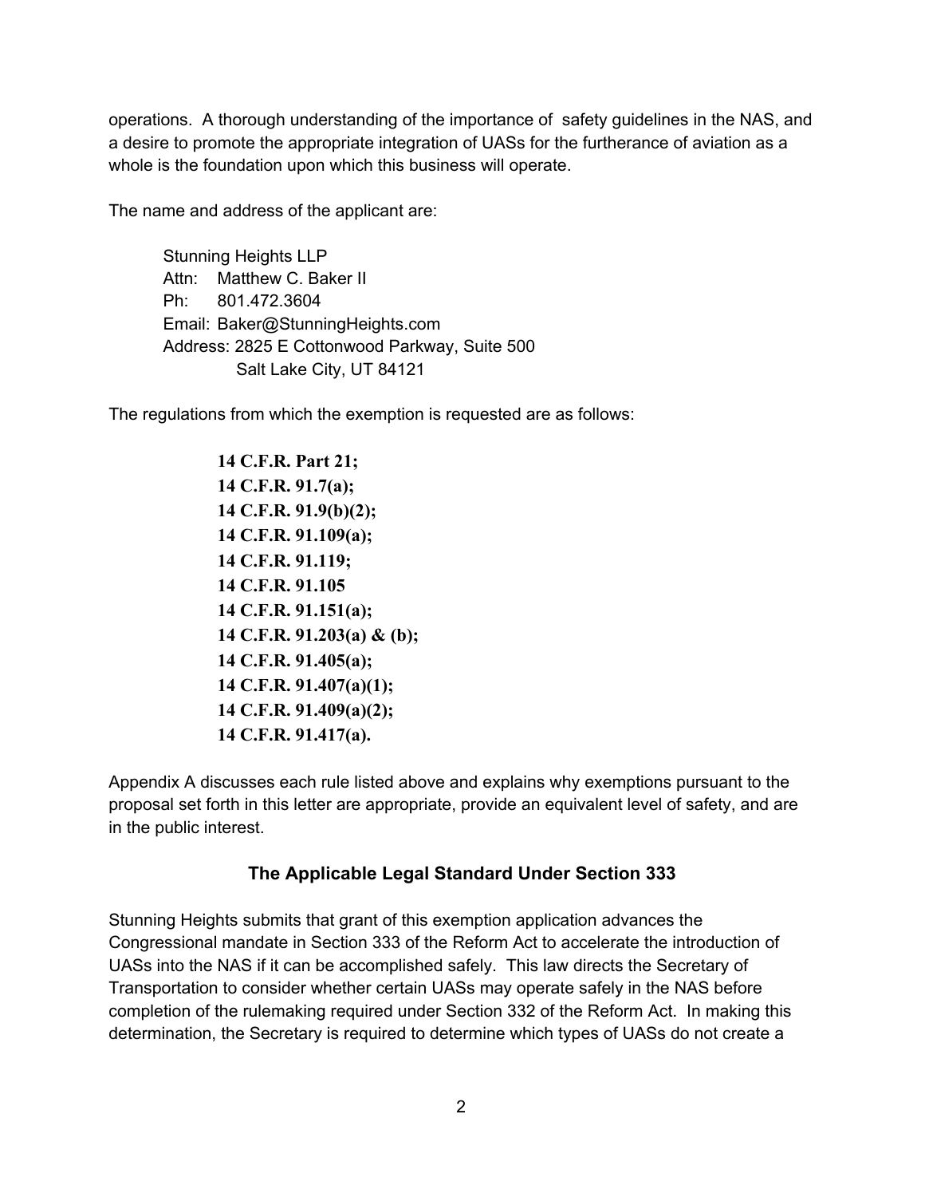operations. A thorough understanding of the importance of safety guidelines in the NAS, and a desire to promote the appropriate integration of UASs for the furtherance of aviation as a whole is the foundation upon which this business will operate.

The name and address of the applicant are:

> Stunning Heights LLP
> Attn: Matthew C. Baker II
> Ph: 801.472.3604
> Email: Baker@StunningHeights.com
> Address: 2825 E Cottonwood Parkway, Suite 500
> Salt Lake City, UT 84121

The regulations from which the exemption is requested are as follows:

> **14 C.F.R. Part 21;**
> **14 C.F.R. 91.7(a);**
> **14 C.F.R. 91.9(b)(2);**
> **14 C.F.R. 91.109(a);**
> **14 C.F.R. 91.119;**
> **14 C.F.R. 91.105**
> **14 C.F.R. 91.151(a);**
> **14 C.F.R. 91.203(a) & (b);**
> **14 C.F.R. 91.405(a);**
> **14 C.F.R. 91.407(a)(1);**
> **14 C.F.R. 91.409(a)(2);**
> **14 C.F.R. 91.417(a).**

Appendix A discusses each rule listed above and explains why exemptions pursuant to the proposal set forth in this letter are appropriate, provide an equivalent level of safety, and are in the public interest.

## The Applicable Legal Standard Under Section 333

Stunning Heights submits that grant of this exemption application advances the Congressional mandate in Section 333 of the Reform Act to accelerate the introduction of UASs into the NAS if it can be accomplished safely. This law directs the Secretary of Transportation to consider whether certain UASs may operate safely in the NAS before completion of the rulemaking required under Section 332 of the Reform Act. In making this determination, the Secretary is required to determine which types of UASs do not create a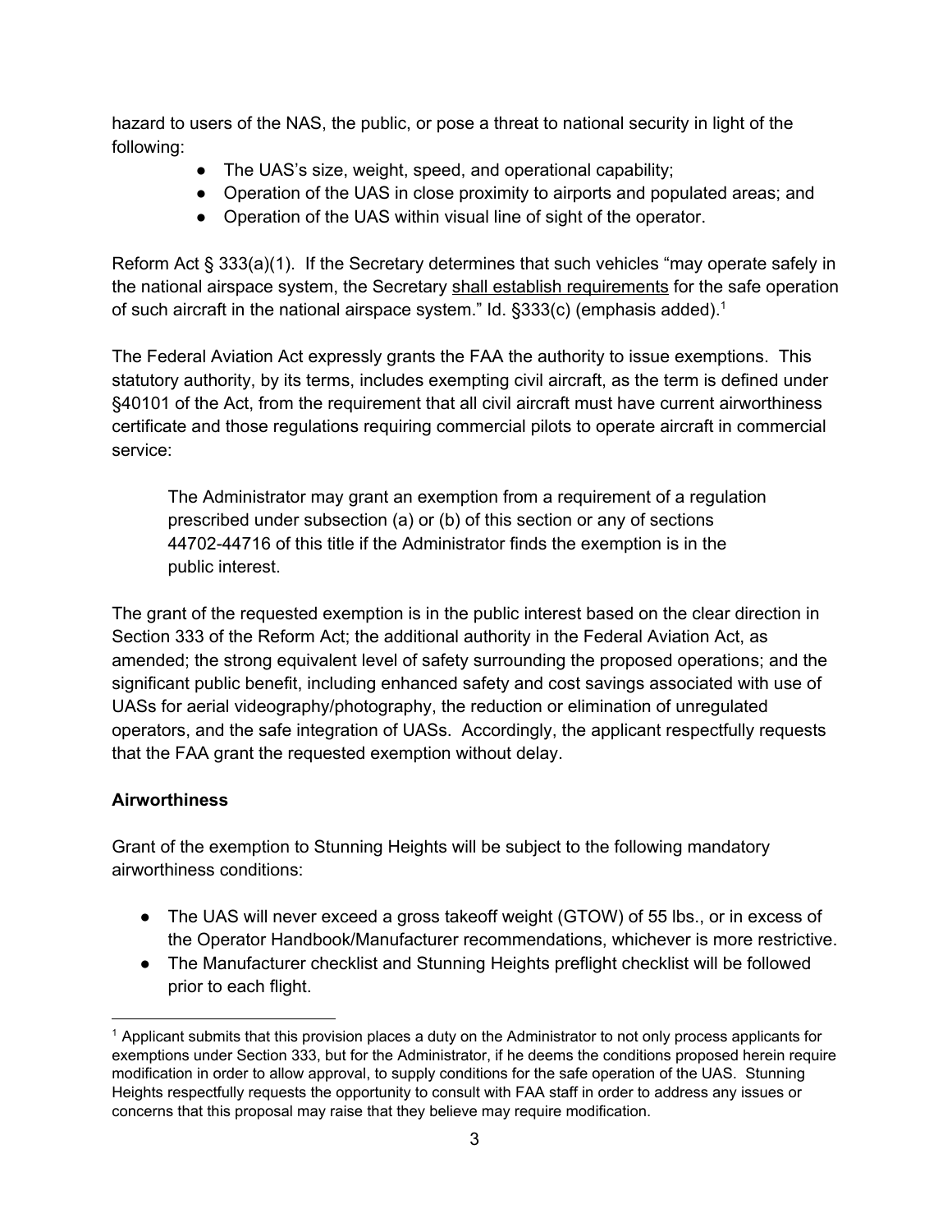hazard to users of the NAS, the public, or pose a threat to national security in light of the following:

- The UAS's size, weight, speed, and operational capability;
- Operation of the UAS in close proximity to airports and populated areas; and
- Operation of the UAS within visual line of sight of the operator.

Reform Act § 333(a)(1). If the Secretary determines that such vehicles "may operate safely in the national airspace system, the Secretary <u>shall establish requirements</u> for the safe operation of such aircraft in the national airspace system." Id. §333(c) (emphasis added).[1]

The Federal Aviation Act expressly grants the FAA the authority to issue exemptions. This statutory authority, by its terms, includes exempting civil aircraft, as the term is defined under §40101 of the Act, from the requirement that all civil aircraft must have current airworthiness certificate and those regulations requiring commercial pilots to operate aircraft in commercial service:

> The Administrator may grant an exemption from a requirement of a regulation prescribed under subsection (a) or (b) of this section or any of sections 44702-44716 of this title if the Administrator finds the exemption is in the public interest.

The grant of the requested exemption is in the public interest based on the clear direction in Section 333 of the Reform Act; the additional authority in the Federal Aviation Act, as amended; the strong equivalent level of safety surrounding the proposed operations; and the significant public benefit, including enhanced safety and cost savings associated with use of UASs for aerial videography/photography, the reduction or elimination of unregulated operators, and the safe integration of UASs. Accordingly, the applicant respectfully requests that the FAA grant the requested exemption without delay.

**Airworthiness**

Grant of the exemption to Stunning Heights will be subject to the following mandatory airworthiness conditions:

- The UAS will never exceed a gross takeoff weight (GTOW) of 55 lbs., or in excess of the Operator Handbook/Manufacturer recommendations, whichever is more restrictive.
- The Manufacturer checklist and Stunning Heights preflight checklist will be followed prior to each flight.

---

[1] Applicant submits that this provision places a duty on the Administrator to not only process applicants for exemptions under Section 333, but for the Administrator, if he deems the conditions proposed herein require modification in order to allow approval, to supply conditions for the safe operation of the UAS. Stunning Heights respectfully requests the opportunity to consult with FAA staff in order to address any issues or concerns that this proposal may raise that they believe may require modification.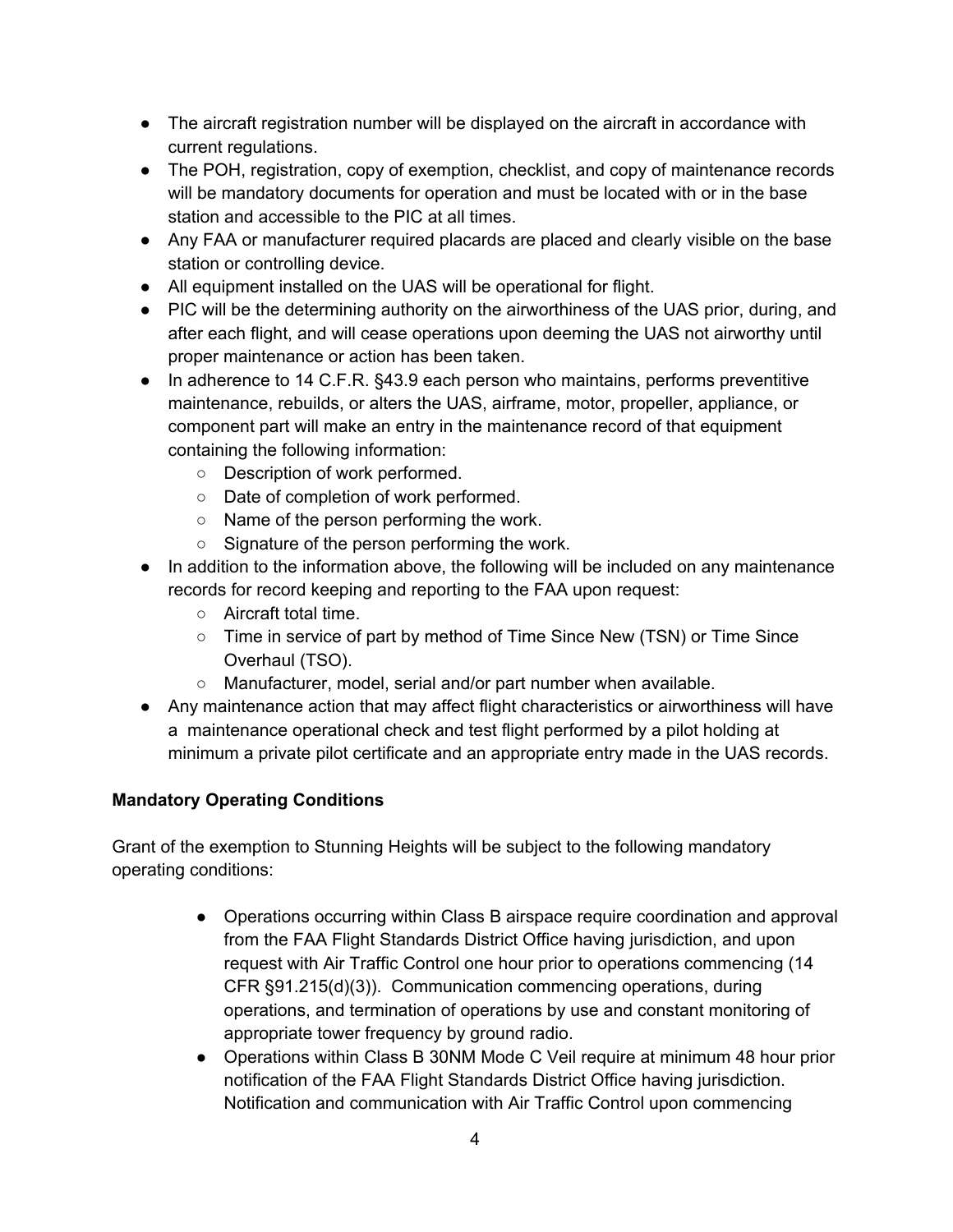- The aircraft registration number will be displayed on the aircraft in accordance with current regulations.
- The POH, registration, copy of exemption, checklist, and copy of maintenance records will be mandatory documents for operation and must be located with or in the base station and accessible to the PIC at all times.
- Any FAA or manufacturer required placards are placed and clearly visible on the base station or controlling device.
- All equipment installed on the UAS will be operational for flight.
- PIC will be the determining authority on the airworthiness of the UAS prior, during, and after each flight, and will cease operations upon deeming the UAS not airworthy until proper maintenance or action has been taken.
- In adherence to 14 C.F.R. §43.9 each person who maintains, performs preventitive maintenance, rebuilds, or alters the UAS, airframe, motor, propeller, appliance, or component part will make an entry in the maintenance record of that equipment containing the following information:
  - Description of work performed.
  - Date of completion of work performed.
  - Name of the person performing the work.
  - Signature of the person performing the work.
- In addition to the information above, the following will be included on any maintenance records for record keeping and reporting to the FAA upon request:
  - Aircraft total time.
  - Time in service of part by method of Time Since New (TSN) or Time Since Overhaul (TSO).
  - Manufacturer, model, serial and/or part number when available.
- Any maintenance action that may affect flight characteristics or airworthiness will have a maintenance operational check and test flight performed by a pilot holding at minimum a private pilot certificate and an appropriate entry made in the UAS records.

**Mandatory Operating Conditions**

Grant of the exemption to Stunning Heights will be subject to the following mandatory operating conditions:

- Operations occurring within Class B airspace require coordination and approval from the FAA Flight Standards District Office having jurisdiction, and upon request with Air Traffic Control one hour prior to operations commencing (14 CFR §91.215(d)(3)). Communication commencing operations, during operations, and termination of operations by use and constant monitoring of appropriate tower frequency by ground radio.
- Operations within Class B 30NM Mode C Veil require at minimum 48 hour prior notification of the FAA Flight Standards District Office having jurisdiction. Notification and communication with Air Traffic Control upon commencing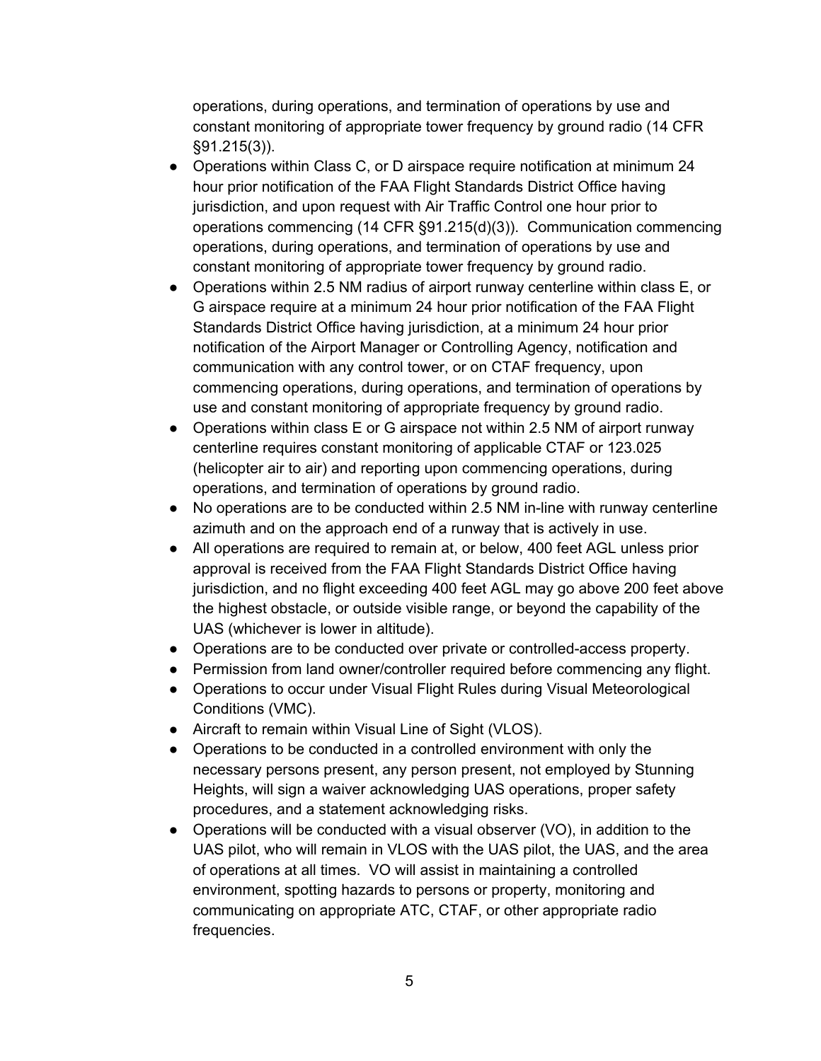operations, during operations, and termination of operations by use and constant monitoring of appropriate tower frequency by ground radio (14 CFR §91.215(3)).

- Operations within Class C, or D airspace require notification at minimum 24 hour prior notification of the FAA Flight Standards District Office having jurisdiction, and upon request with Air Traffic Control one hour prior to operations commencing (14 CFR §91.215(d)(3)). Communication commencing operations, during operations, and termination of operations by use and constant monitoring of appropriate tower frequency by ground radio.
- Operations within 2.5 NM radius of airport runway centerline within class E, or G airspace require at a minimum 24 hour prior notification of the FAA Flight Standards District Office having jurisdiction, at a minimum 24 hour prior notification of the Airport Manager or Controlling Agency, notification and communication with any control tower, or on CTAF frequency, upon commencing operations, during operations, and termination of operations by use and constant monitoring of appropriate frequency by ground radio.
- Operations within class E or G airspace not within 2.5 NM of airport runway centerline requires constant monitoring of applicable CTAF or 123.025 (helicopter air to air) and reporting upon commencing operations, during operations, and termination of operations by ground radio.
- No operations are to be conducted within 2.5 NM in-line with runway centerline azimuth and on the approach end of a runway that is actively in use.
- All operations are required to remain at, or below, 400 feet AGL unless prior approval is received from the FAA Flight Standards District Office having jurisdiction, and no flight exceeding 400 feet AGL may go above 200 feet above the highest obstacle, or outside visible range, or beyond the capability of the UAS (whichever is lower in altitude).
- Operations are to be conducted over private or controlled-access property.
- Permission from land owner/controller required before commencing any flight.
- Operations to occur under Visual Flight Rules during Visual Meteorological Conditions (VMC).
- Aircraft to remain within Visual Line of Sight (VLOS).
- Operations to be conducted in a controlled environment with only the necessary persons present, any person present, not employed by Stunning Heights, will sign a waiver acknowledging UAS operations, proper safety procedures, and a statement acknowledging risks.
- Operations will be conducted with a visual observer (VO), in addition to the UAS pilot, who will remain in VLOS with the UAS pilot, the UAS, and the area of operations at all times. VO will assist in maintaining a controlled environment, spotting hazards to persons or property, monitoring and communicating on appropriate ATC, CTAF, or other appropriate radio frequencies.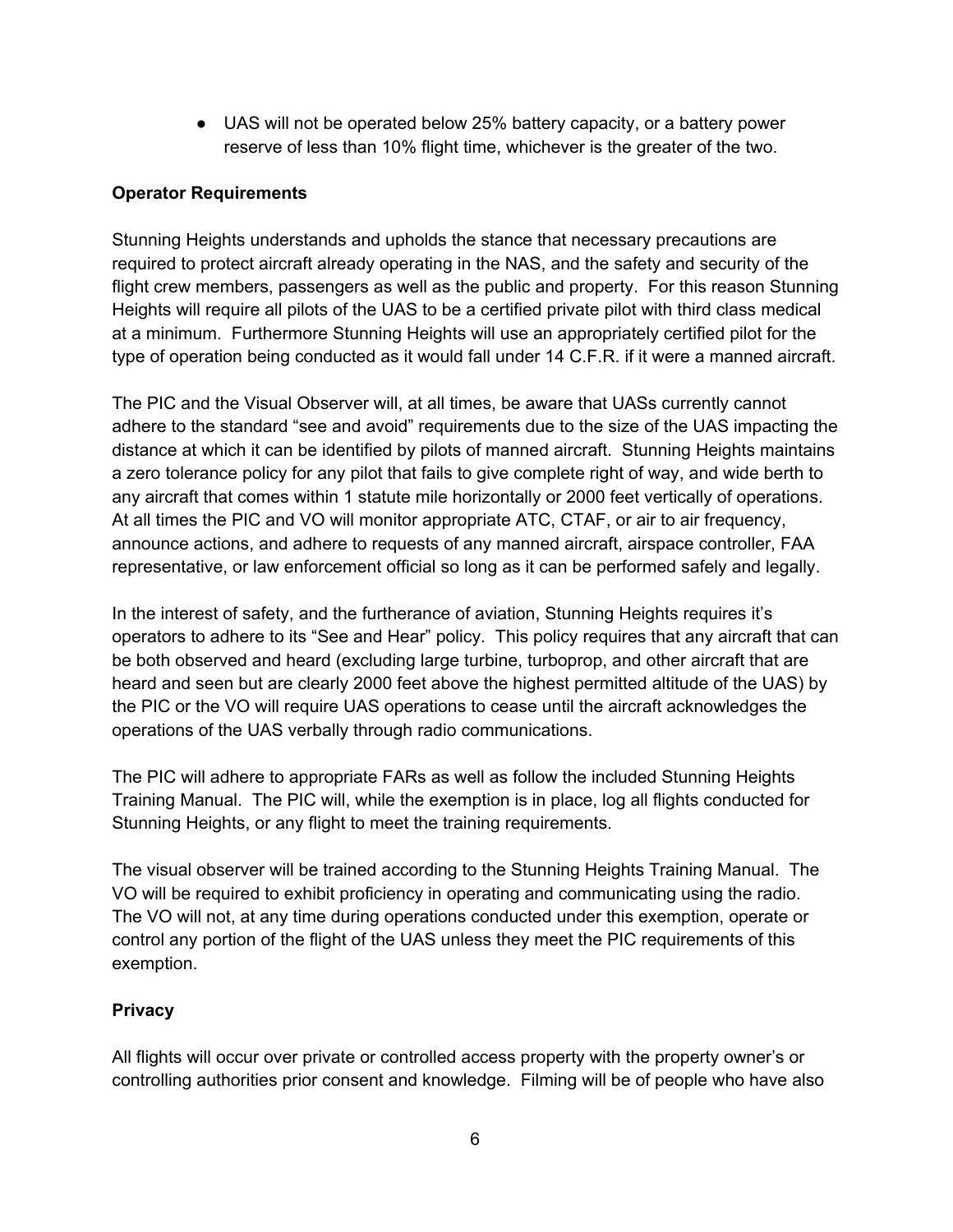- UAS will not be operated below 25% battery capacity, or a battery power reserve of less than 10% flight time, whichever is the greater of the two.

**Operator Requirements**

Stunning Heights understands and upholds the stance that necessary precautions are required to protect aircraft already operating in the NAS, and the safety and security of the flight crew members, passengers as well as the public and property. For this reason Stunning Heights will require all pilots of the UAS to be a certified private pilot with third class medical at a minimum. Furthermore Stunning Heights will use an appropriately certified pilot for the type of operation being conducted as it would fall under 14 C.F.R. if it were a manned aircraft.

The PIC and the Visual Observer will, at all times, be aware that UASs currently cannot adhere to the standard "see and avoid" requirements due to the size of the UAS impacting the distance at which it can be identified by pilots of manned aircraft. Stunning Heights maintains a zero tolerance policy for any pilot that fails to give complete right of way, and wide berth to any aircraft that comes within 1 statute mile horizontally or 2000 feet vertically of operations. At all times the PIC and VO will monitor appropriate ATC, CTAF, or air to air frequency, announce actions, and adhere to requests of any manned aircraft, airspace controller, FAA representative, or law enforcement official so long as it can be performed safely and legally.

In the interest of safety, and the furtherance of aviation, Stunning Heights requires it's operators to adhere to its "See and Hear" policy. This policy requires that any aircraft that can be both observed and heard (excluding large turbine, turboprop, and other aircraft that are heard and seen but are clearly 2000 feet above the highest permitted altitude of the UAS) by the PIC or the VO will require UAS operations to cease until the aircraft acknowledges the operations of the UAS verbally through radio communications.

The PIC will adhere to appropriate FARs as well as follow the included Stunning Heights Training Manual. The PIC will, while the exemption is in place, log all flights conducted for Stunning Heights, or any flight to meet the training requirements.

The visual observer will be trained according to the Stunning Heights Training Manual. The VO will be required to exhibit proficiency in operating and communicating using the radio. The VO will not, at any time during operations conducted under this exemption, operate or control any portion of the flight of the UAS unless they meet the PIC requirements of this exemption.

**Privacy**

All flights will occur over private or controlled access property with the property owner's or controlling authorities prior consent and knowledge. Filming will be of people who have also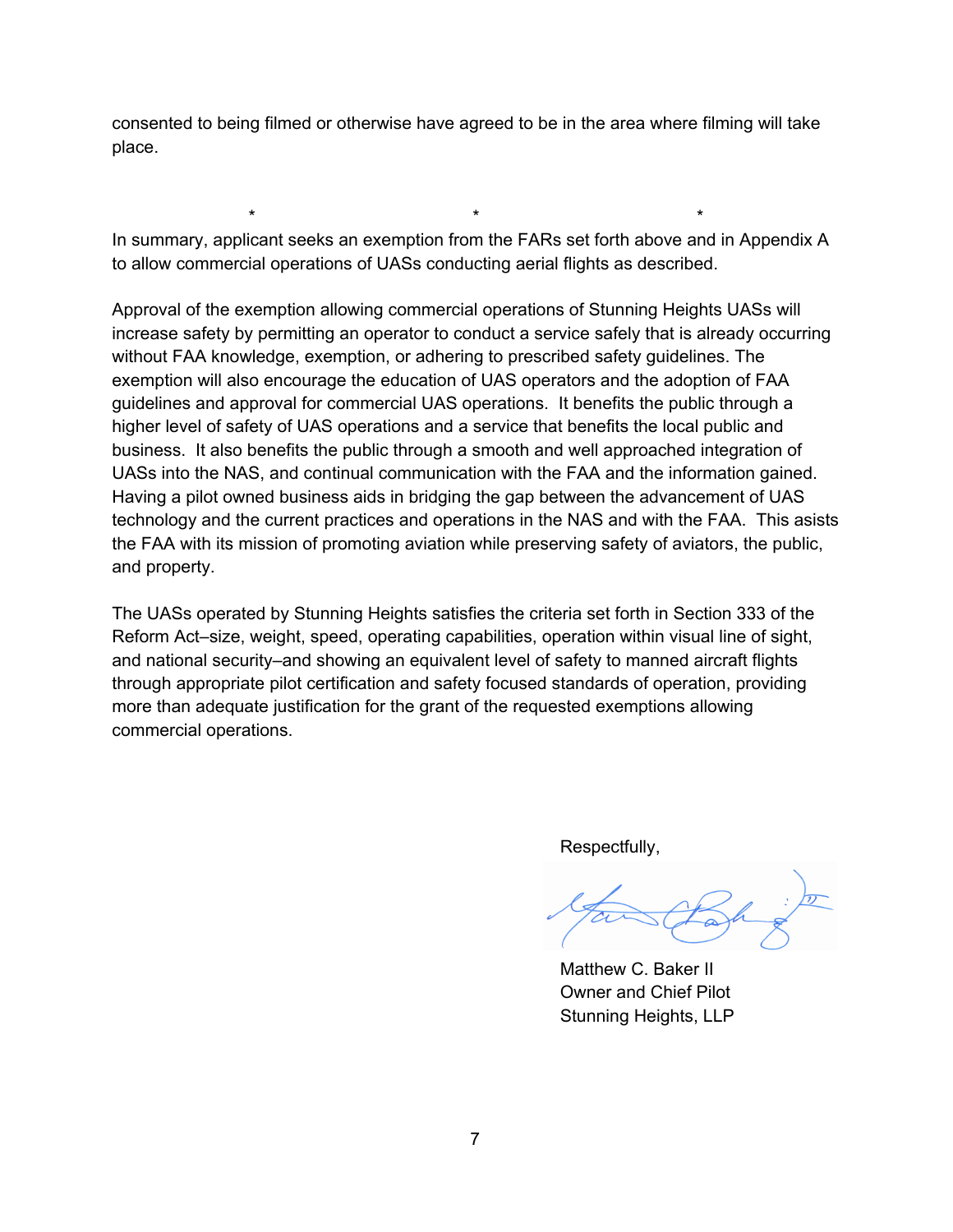consented to being filmed or otherwise have agreed to be in the area where filming will take place.

\*                    \*                    \*

In summary, applicant seeks an exemption from the FARs set forth above and in Appendix A to allow commercial operations of UASs conducting aerial flights as described.

Approval of the exemption allowing commercial operations of Stunning Heights UASs will increase safety by permitting an operator to conduct a service safely that is already occurring without FAA knowledge, exemption, or adhering to prescribed safety guidelines. The exemption will also encourage the education of UAS operators and the adoption of FAA guidelines and approval for commercial UAS operations. It benefits the public through a higher level of safety of UAS operations and a service that benefits the local public and business. It also benefits the public through a smooth and well approached integration of UASs into the NAS, and continual communication with the FAA and the information gained. Having a pilot owned business aids in bridging the gap between the advancement of UAS technology and the current practices and operations in the NAS and with the FAA. This asists the FAA with its mission of promoting aviation while preserving safety of aviators, the public, and property.

The UASs operated by Stunning Heights satisfies the criteria set forth in Section 333 of the Reform Act–size, weight, speed, operating capabilities, operation within visual line of sight, and national security–and showing an equivalent level of safety to manned aircraft flights through appropriate pilot certification and safety focused standards of operation, providing more than adequate justification for the grant of the requested exemptions allowing commercial operations.

Respectfully,

Matthew C. Baker II
Owner and Chief Pilot
Stunning Heights, LLP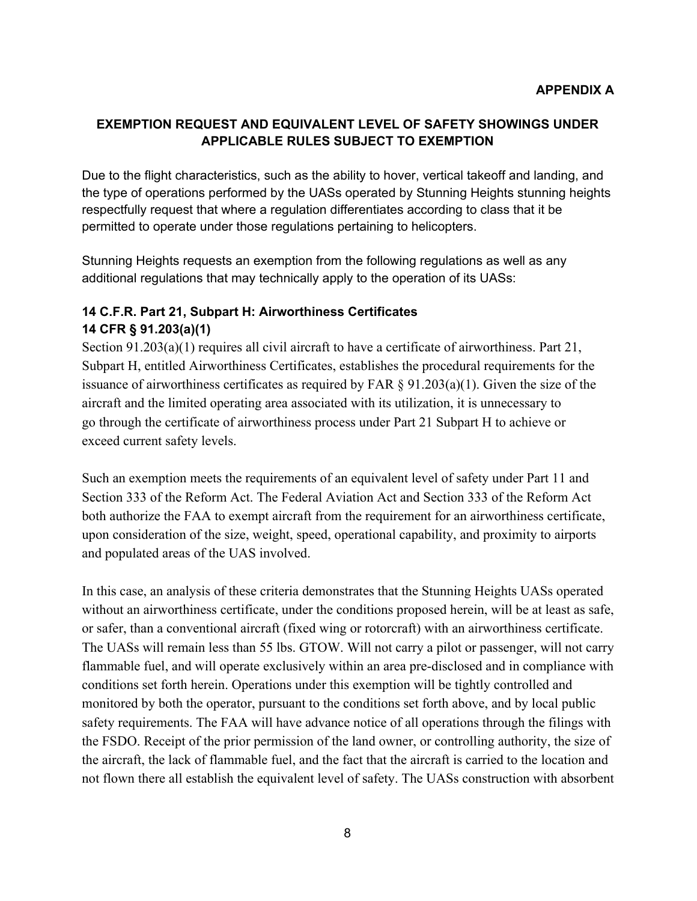**APPENDIX A**

## EXEMPTION REQUEST AND EQUIVALENT LEVEL OF SAFETY SHOWINGS UNDER APPLICABLE RULES SUBJECT TO EXEMPTION

Due to the flight characteristics, such as the ability to hover, vertical takeoff and landing, and the type of operations performed by the UASs operated by Stunning Heights stunning heights respectfully request that where a regulation differentiates according to class that it be permitted to operate under those regulations pertaining to helicopters.

Stunning Heights requests an exemption from the following regulations as well as any additional regulations that may technically apply to the operation of its UASs:

### 14 C.F.R. Part 21, Subpart H: Airworthiness Certificates
### 14 CFR § 91.203(a)(1)

Section 91.203(a)(1) requires all civil aircraft to have a certificate of airworthiness. Part 21, Subpart H, entitled Airworthiness Certificates, establishes the procedural requirements for the issuance of airworthiness certificates as required by FAR § 91.203(a)(1). Given the size of the aircraft and the limited operating area associated with its utilization, it is unnecessary to go through the certificate of airworthiness process under Part 21 Subpart H to achieve or exceed current safety levels.

Such an exemption meets the requirements of an equivalent level of safety under Part 11 and Section 333 of the Reform Act. The Federal Aviation Act and Section 333 of the Reform Act both authorize the FAA to exempt aircraft from the requirement for an airworthiness certificate, upon consideration of the size, weight, speed, operational capability, and proximity to airports and populated areas of the UAS involved.

In this case, an analysis of these criteria demonstrates that the Stunning Heights UASs operated without an airworthiness certificate, under the conditions proposed herein, will be at least as safe, or safer, than a conventional aircraft (fixed wing or rotorcraft) with an airworthiness certificate. The UASs will remain less than 55 lbs. GTOW. Will not carry a pilot or passenger, will not carry flammable fuel, and will operate exclusively within an area pre-disclosed and in compliance with conditions set forth herein. Operations under this exemption will be tightly controlled and monitored by both the operator, pursuant to the conditions set forth above, and by local public safety requirements. The FAA will have advance notice of all operations through the filings with the FSDO. Receipt of the prior permission of the land owner, or controlling authority, the size of the aircraft, the lack of flammable fuel, and the fact that the aircraft is carried to the location and not flown there all establish the equivalent level of safety. The UASs construction with absorbent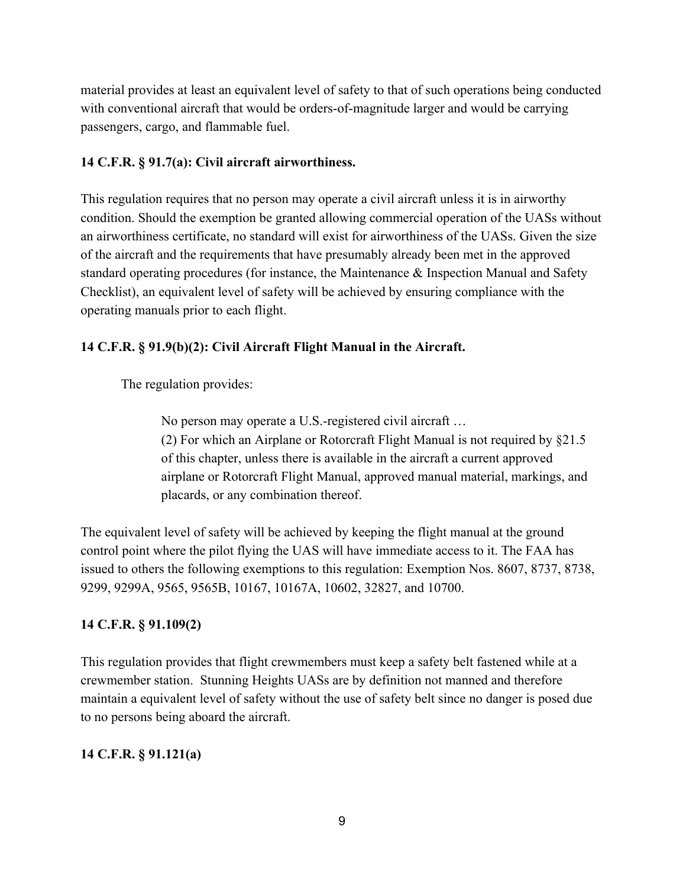material provides at least an equivalent level of safety to that of such operations being conducted with conventional aircraft that would be orders-of-magnitude larger and would be carrying passengers, cargo, and flammable fuel.

**14 C.F.R. § 91.7(a): Civil aircraft airworthiness.**

This regulation requires that no person may operate a civil aircraft unless it is in airworthy condition. Should the exemption be granted allowing commercial operation of the UASs without an airworthiness certificate, no standard will exist for airworthiness of the UASs. Given the size of the aircraft and the requirements that have presumably already been met in the approved standard operating procedures (for instance, the Maintenance & Inspection Manual and Safety Checklist), an equivalent level of safety will be achieved by ensuring compliance with the operating manuals prior to each flight.

**14 C.F.R. § 91.9(b)(2): Civil Aircraft Flight Manual in the Aircraft.**

The regulation provides:

> No person may operate a U.S.-registered civil aircraft …
> (2) For which an Airplane or Rotorcraft Flight Manual is not required by §21.5 of this chapter, unless there is available in the aircraft a current approved airplane or Rotorcraft Flight Manual, approved manual material, markings, and placards, or any combination thereof.

The equivalent level of safety will be achieved by keeping the flight manual at the ground control point where the pilot flying the UAS will have immediate access to it. The FAA has issued to others the following exemptions to this regulation: Exemption Nos. 8607, 8737, 8738, 9299, 9299A, 9565, 9565B, 10167, 10167A, 10602, 32827, and 10700.

**14 C.F.R. § 91.109(2)**

This regulation provides that flight crewmembers must keep a safety belt fastened while at a crewmember station. Stunning Heights UASs are by definition not manned and therefore maintain a equivalent level of safety without the use of safety belt since no danger is posed due to no persons being aboard the aircraft.

**14 C.F.R. § 91.121(a)**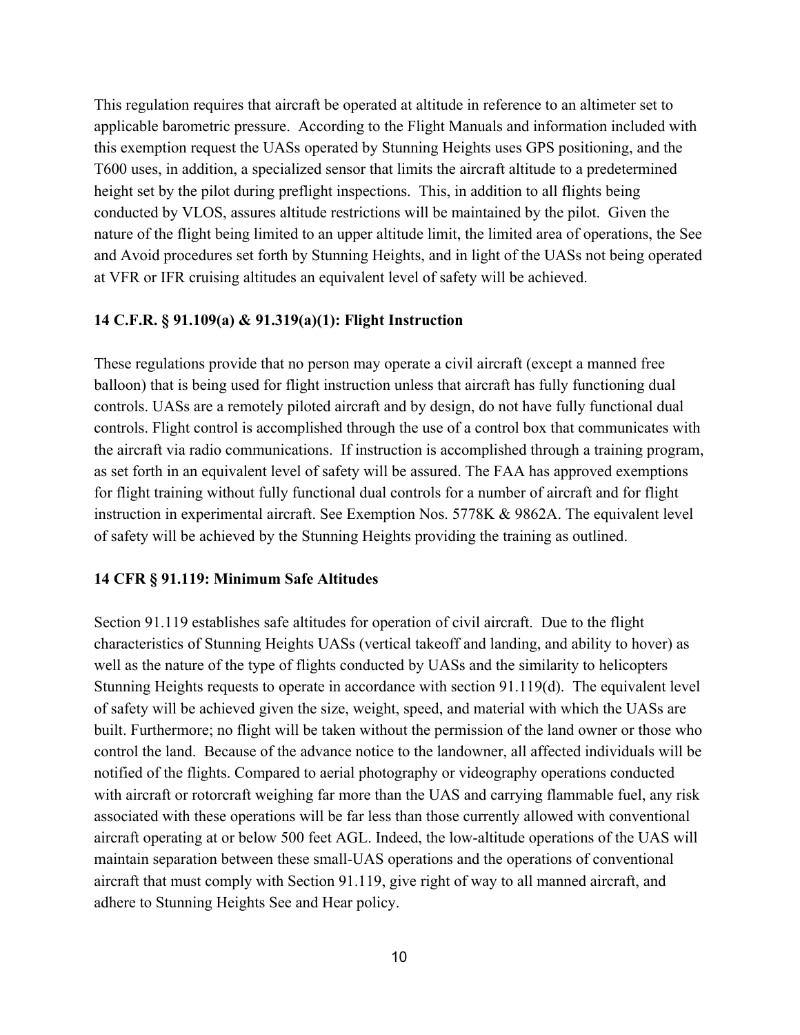This regulation requires that aircraft be operated at altitude in reference to an altimeter set to applicable barometric pressure. According to the Flight Manuals and information included with this exemption request the UASs operated by Stunning Heights uses GPS positioning, and the T600 uses, in addition, a specialized sensor that limits the aircraft altitude to a predetermined height set by the pilot during preflight inspections. This, in addition to all flights being conducted by VLOS, assures altitude restrictions will be maintained by the pilot. Given the nature of the flight being limited to an upper altitude limit, the limited area of operations, the See and Avoid procedures set forth by Stunning Heights, and in light of the UASs not being operated at VFR or IFR cruising altitudes an equivalent level of safety will be achieved.

**14 C.F.R. § 91.109(a) & 91.319(a)(1): Flight Instruction**

These regulations provide that no person may operate a civil aircraft (except a manned free balloon) that is being used for flight instruction unless that aircraft has fully functioning dual controls. UASs are a remotely piloted aircraft and by design, do not have fully functional dual controls. Flight control is accomplished through the use of a control box that communicates with the aircraft via radio communications. If instruction is accomplished through a training program, as set forth in an equivalent level of safety will be assured. The FAA has approved exemptions for flight training without fully functional dual controls for a number of aircraft and for flight instruction in experimental aircraft. See Exemption Nos. 5778K & 9862A. The equivalent level of safety will be achieved by the Stunning Heights providing the training as outlined.

**14 CFR § 91.119: Minimum Safe Altitudes**

Section 91.119 establishes safe altitudes for operation of civil aircraft. Due to the flight characteristics of Stunning Heights UASs (vertical takeoff and landing, and ability to hover) as well as the nature of the type of flights conducted by UASs and the similarity to helicopters Stunning Heights requests to operate in accordance with section 91.119(d). The equivalent level of safety will be achieved given the size, weight, speed, and material with which the UASs are built. Furthermore; no flight will be taken without the permission of the land owner or those who control the land. Because of the advance notice to the landowner, all affected individuals will be notified of the flights. Compared to aerial photography or videography operations conducted with aircraft or rotorcraft weighing far more than the UAS and carrying flammable fuel, any risk associated with these operations will be far less than those currently allowed with conventional aircraft operating at or below 500 feet AGL. Indeed, the low-altitude operations of the UAS will maintain separation between these small-UAS operations and the operations of conventional aircraft that must comply with Section 91.119, give right of way to all manned aircraft, and adhere to Stunning Heights See and Hear policy.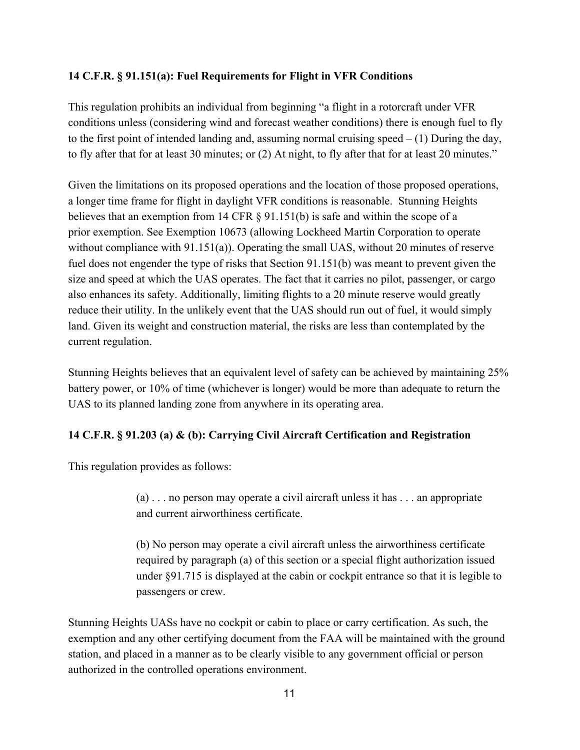**14 C.F.R. § 91.151(a): Fuel Requirements for Flight in VFR Conditions**

This regulation prohibits an individual from beginning "a flight in a rotorcraft under VFR conditions unless (considering wind and forecast weather conditions) there is enough fuel to fly to the first point of intended landing and, assuming normal cruising speed – (1) During the day, to fly after that for at least 30 minutes; or (2) At night, to fly after that for at least 20 minutes."

Given the limitations on its proposed operations and the location of those proposed operations, a longer time frame for flight in daylight VFR conditions is reasonable. Stunning Heights believes that an exemption from 14 CFR § 91.151(b) is safe and within the scope of a prior exemption. See Exemption 10673 (allowing Lockheed Martin Corporation to operate without compliance with 91.151(a)). Operating the small UAS, without 20 minutes of reserve fuel does not engender the type of risks that Section 91.151(b) was meant to prevent given the size and speed at which the UAS operates. The fact that it carries no pilot, passenger, or cargo also enhances its safety. Additionally, limiting flights to a 20 minute reserve would greatly reduce their utility. In the unlikely event that the UAS should run out of fuel, it would simply land. Given its weight and construction material, the risks are less than contemplated by the current regulation.

Stunning Heights believes that an equivalent level of safety can be achieved by maintaining 25% battery power, or 10% of time (whichever is longer) would be more than adequate to return the UAS to its planned landing zone from anywhere in its operating area.

**14 C.F.R. § 91.203 (a) & (b): Carrying Civil Aircraft Certification and Registration**

This regulation provides as follows:

> (a) . . . no person may operate a civil aircraft unless it has . . . an appropriate and current airworthiness certificate.
>
> (b) No person may operate a civil aircraft unless the airworthiness certificate required by paragraph (a) of this section or a special flight authorization issued under §91.715 is displayed at the cabin or cockpit entrance so that it is legible to passengers or crew.

Stunning Heights UASs have no cockpit or cabin to place or carry certification. As such, the exemption and any other certifying document from the FAA will be maintained with the ground station, and placed in a manner as to be clearly visible to any government official or person authorized in the controlled operations environment.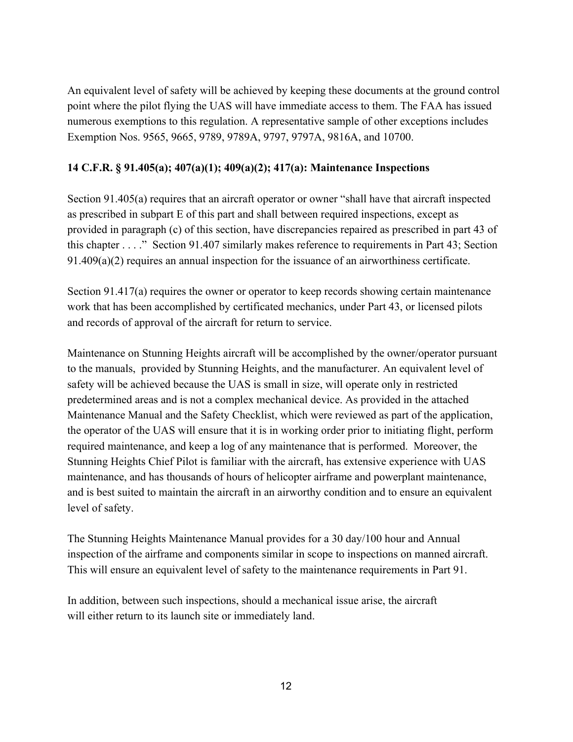An equivalent level of safety will be achieved by keeping these documents at the ground control point where the pilot flying the UAS will have immediate access to them. The FAA has issued numerous exemptions to this regulation. A representative sample of other exceptions includes Exemption Nos. 9565, 9665, 9789, 9789A, 9797, 9797A, 9816A, and 10700.

**14 C.F.R. § 91.405(a); 407(a)(1); 409(a)(2); 417(a): Maintenance Inspections**

Section 91.405(a) requires that an aircraft operator or owner "shall have that aircraft inspected as prescribed in subpart E of this part and shall between required inspections, except as provided in paragraph (c) of this section, have discrepancies repaired as prescribed in part 43 of this chapter . . . ." Section 91.407 similarly makes reference to requirements in Part 43; Section 91.409(a)(2) requires an annual inspection for the issuance of an airworthiness certificate.

Section 91.417(a) requires the owner or operator to keep records showing certain maintenance work that has been accomplished by certificated mechanics, under Part 43, or licensed pilots and records of approval of the aircraft for return to service.

Maintenance on Stunning Heights aircraft will be accomplished by the owner/operator pursuant to the manuals, provided by Stunning Heights, and the manufacturer. An equivalent level of safety will be achieved because the UAS is small in size, will operate only in restricted predetermined areas and is not a complex mechanical device. As provided in the attached Maintenance Manual and the Safety Checklist, which were reviewed as part of the application, the operator of the UAS will ensure that it is in working order prior to initiating flight, perform required maintenance, and keep a log of any maintenance that is performed. Moreover, the Stunning Heights Chief Pilot is familiar with the aircraft, has extensive experience with UAS maintenance, and has thousands of hours of helicopter airframe and powerplant maintenance, and is best suited to maintain the aircraft in an airworthy condition and to ensure an equivalent level of safety.

The Stunning Heights Maintenance Manual provides for a 30 day/100 hour and Annual inspection of the airframe and components similar in scope to inspections on manned aircraft. This will ensure an equivalent level of safety to the maintenance requirements in Part 91.

In addition, between such inspections, should a mechanical issue arise, the aircraft will either return to its launch site or immediately land.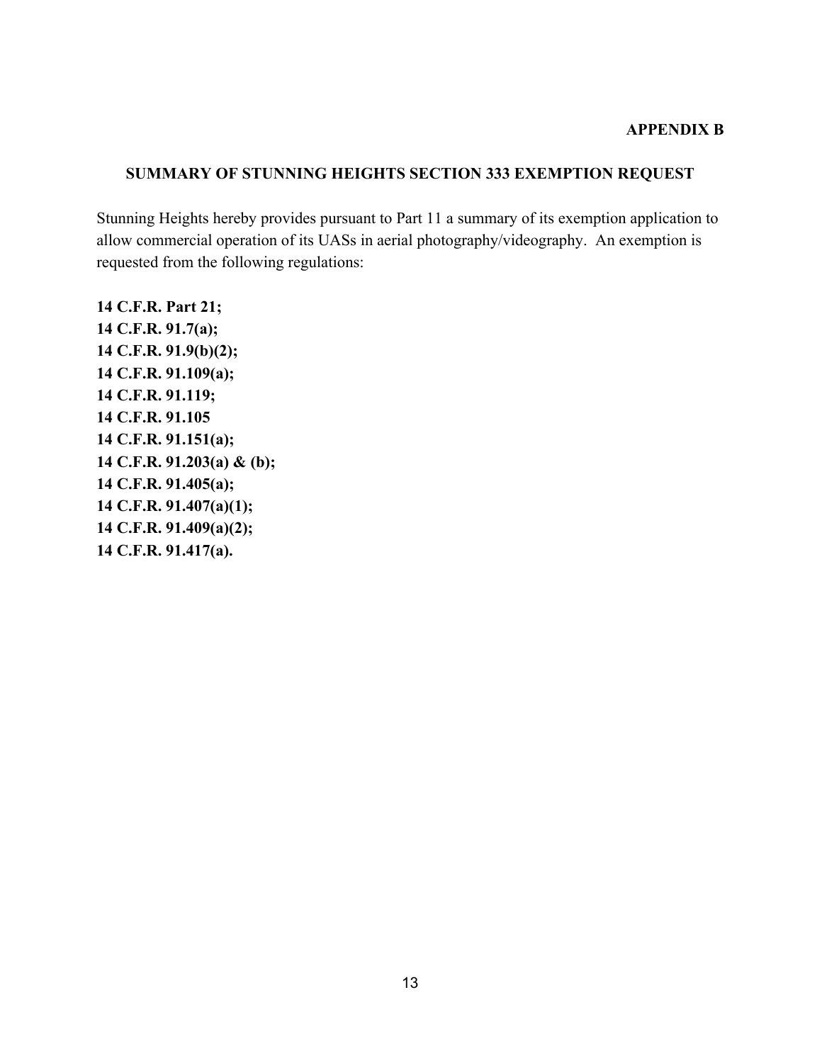**APPENDIX B**

## SUMMARY OF STUNNING HEIGHTS SECTION 333 EXEMPTION REQUEST

Stunning Heights hereby provides pursuant to Part 11 a summary of its exemption application to allow commercial operation of its UASs in aerial photography/videography. An exemption is requested from the following regulations:

**14 C.F.R. Part 21;**
**14 C.F.R. 91.7(a);**
**14 C.F.R. 91.9(b)(2);**
**14 C.F.R. 91.109(a);**
**14 C.F.R. 91.119;**
**14 C.F.R. 91.105**
**14 C.F.R. 91.151(a);**
**14 C.F.R. 91.203(a) & (b);**
**14 C.F.R. 91.405(a);**
**14 C.F.R. 91.407(a)(1);**
**14 C.F.R. 91.409(a)(2);**
**14 C.F.R. 91.417(a).**